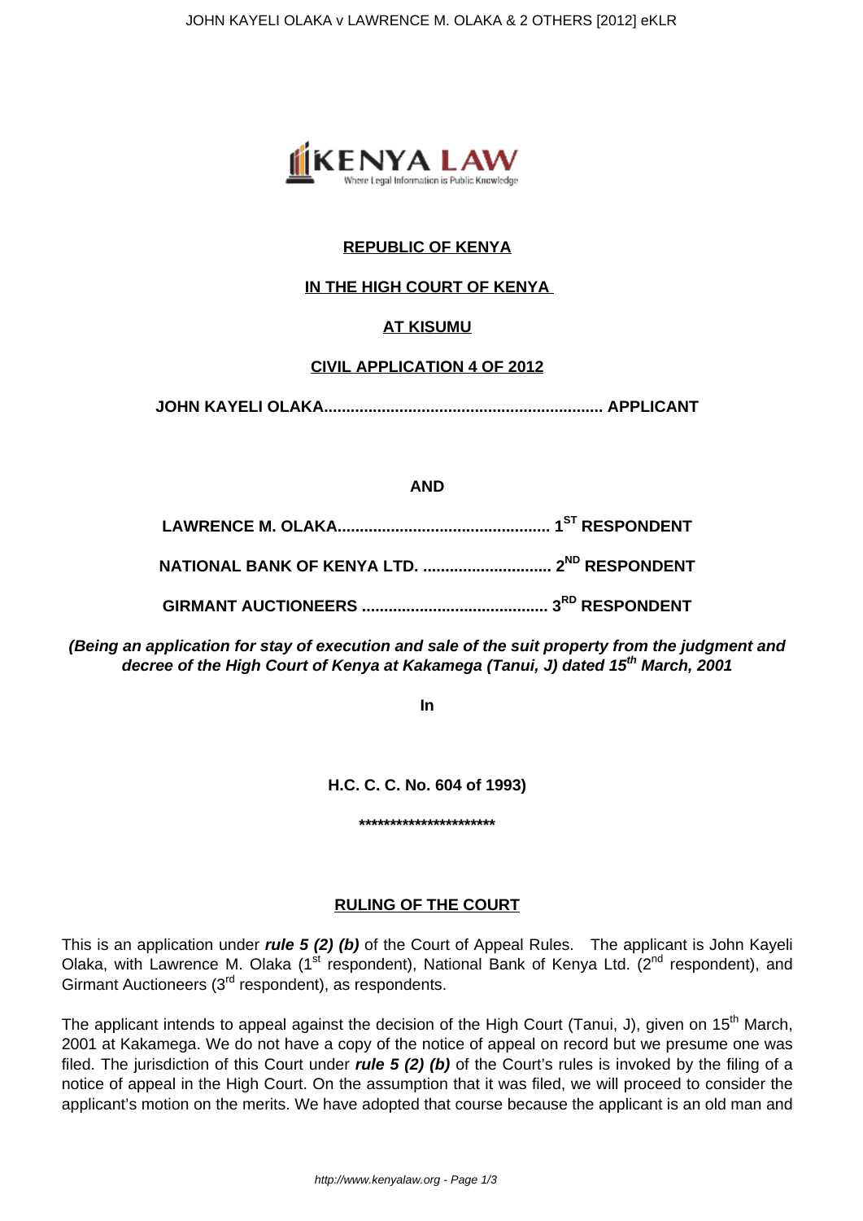**REPUBLIC OF KENYA**

**IN THE HIGH COURT OF KENYA**

**AT KISUMU**

**CIVIL APPLICATION 4 OF 2012**

**JOHN KAYELI OLAKA.............................................................. APPLICANT**

**AND**

**LAWRENCE M. OLAKA............................................... 1ST RESPONDENT**

**NATIONAL BANK OF KENYA LTD. ............................ 2ND RESPONDENT**

**GIRMANT AUCTIONEERS .......................................... 3RD RESPONDENT**

***(Being an application for stay of execution and sale of the suit property from the judgment and decree of the High Court of Kenya at Kakamega (Tanui, J) dated 15th March, 2001***

**In**

**H.C. C. C. No. 604 of 1993)**

**\*\*\*\*\*\*\*\*\*\*\*\*\*\*\*\*\*\*\*\*\*\*\***

## RULING OF THE COURT

This is an application under ***rule 5 (2) (b)*** of the Court of Appeal Rules. The applicant is John Kayeli Olaka, with Lawrence M. Olaka (1st respondent), National Bank of Kenya Ltd. (2nd respondent), and Girmant Auctioneers (3rd respondent), as respondents.

The applicant intends to appeal against the decision of the High Court (Tanui, J), given on 15th March, 2001 at Kakamega. We do not have a copy of the notice of appeal on record but we presume one was filed. The jurisdiction of this Court under ***rule 5 (2) (b)*** of the Court's rules is invoked by the filing of a notice of appeal in the High Court. On the assumption that it was filed, we will proceed to consider the applicant's motion on the merits. We have adopted that course because the applicant is an old man and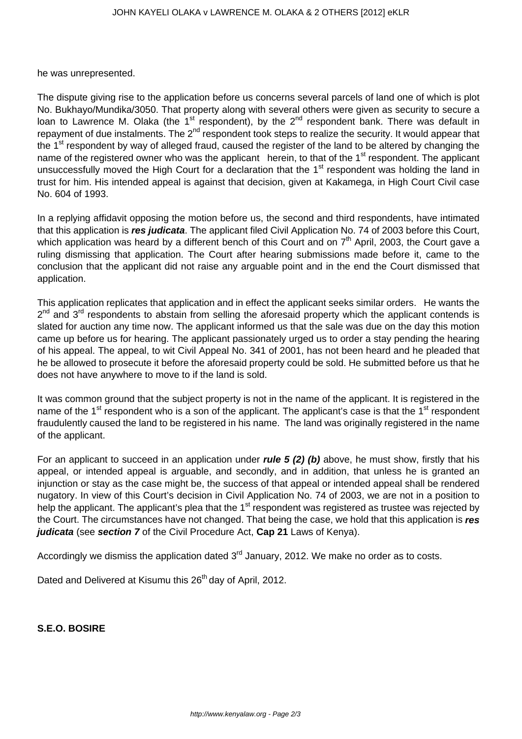he was unrepresented.

The dispute giving rise to the application before us concerns several parcels of land one of which is plot No. Bukhayo/Mundika/3050. That property along with several others were given as security to secure a loan to Lawrence M. Olaka (the 1st respondent), by the 2nd respondent bank. There was default in repayment of due instalments. The 2nd respondent took steps to realize the security. It would appear that the 1st respondent by way of alleged fraud, caused the register of the land to be altered by changing the name of the registered owner who was the applicant herein, to that of the 1st respondent. The applicant unsuccessfully moved the High Court for a declaration that the 1st respondent was holding the land in trust for him. His intended appeal is against that decision, given at Kakamega, in High Court Civil case No. 604 of 1993.

In a replying affidavit opposing the motion before us, the second and third respondents, have intimated that this application is ***res judicata***. The applicant filed Civil Application No. 74 of 2003 before this Court, which application was heard by a different bench of this Court and on 7th April, 2003, the Court gave a ruling dismissing that application. The Court after hearing submissions made before it, came to the conclusion that the applicant did not raise any arguable point and in the end the Court dismissed that application.

This application replicates that application and in effect the applicant seeks similar orders. He wants the 2nd and 3rd respondents to abstain from selling the aforesaid property which the applicant contends is slated for auction any time now. The applicant informed us that the sale was due on the day this motion came up before us for hearing. The applicant passionately urged us to order a stay pending the hearing of his appeal. The appeal, to wit Civil Appeal No. 341 of 2001, has not been heard and he pleaded that he be allowed to prosecute it before the aforesaid property could be sold. He submitted before us that he does not have anywhere to move to if the land is sold.

It was common ground that the subject property is not in the name of the applicant. It is registered in the name of the 1st respondent who is a son of the applicant. The applicant's case is that the 1st respondent fraudulently caused the land to be registered in his name. The land was originally registered in the name of the applicant.

For an applicant to succeed in an application under ***rule 5 (2) (b)*** above, he must show, firstly that his appeal, or intended appeal is arguable, and secondly, and in addition, that unless he is granted an injunction or stay as the case might be, the success of that appeal or intended appeal shall be rendered nugatory. In view of this Court's decision in Civil Application No. 74 of 2003, we are not in a position to help the applicant. The applicant's plea that the 1st respondent was registered as trustee was rejected by the Court. The circumstances have not changed. That being the case, we hold that this application is ***res judicata*** (see ***section 7*** of the Civil Procedure Act, **Cap 21** Laws of Kenya).

Accordingly we dismiss the application dated 3rd January, 2012. We make no order as to costs.

Dated and Delivered at Kisumu this 26th day of April, 2012.

**S.E.O. BOSIRE**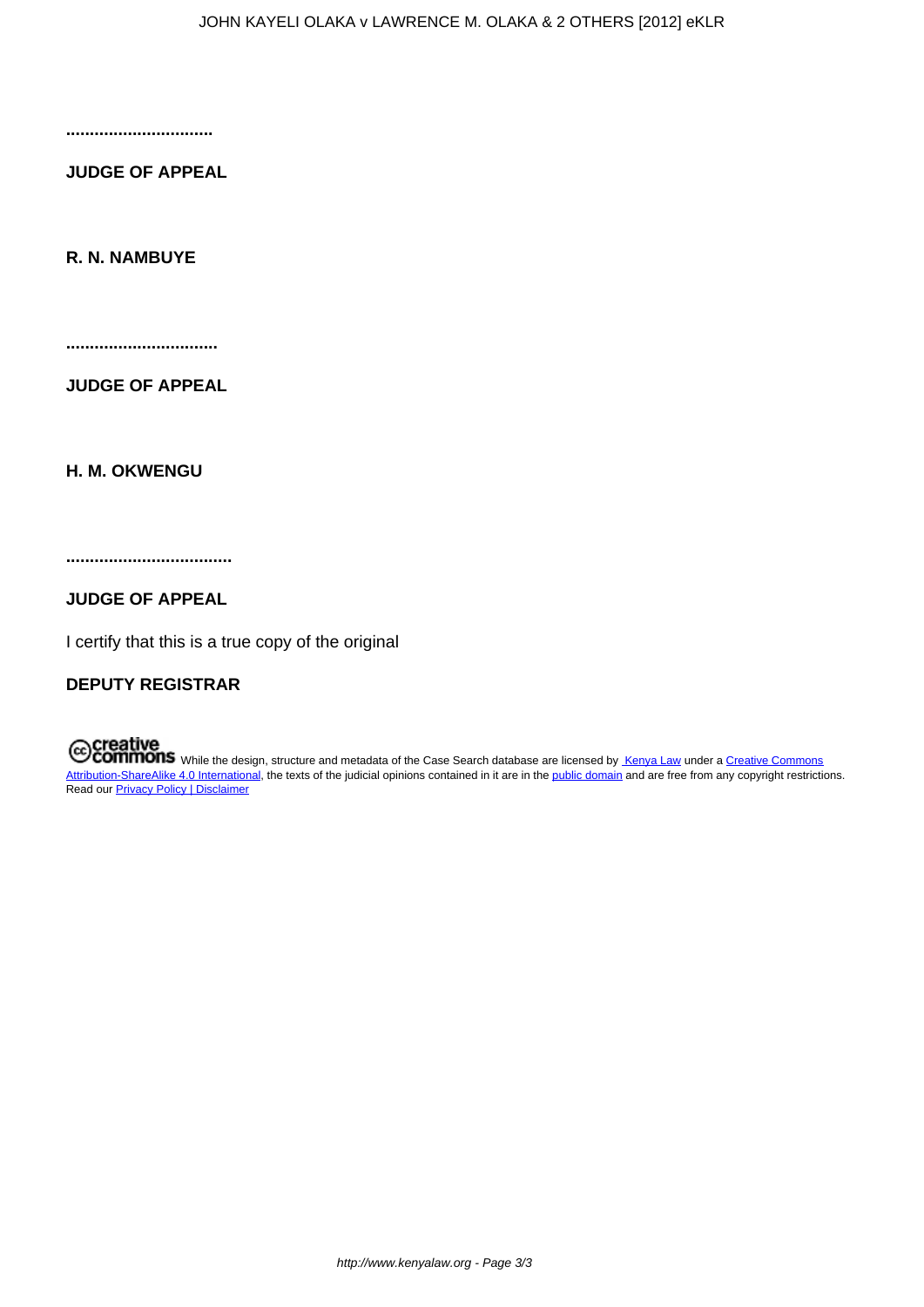..............................

**JUDGE OF APPEAL**

**R. N. NAMBUYE**

...............................

**JUDGE OF APPEAL**

**H. M. OKWENGU**

..................................

**JUDGE OF APPEAL**

I certify that this is a true copy of the original

**DEPUTY REGISTRAR**

While the design, structure and metadata of the Case Search database are licensed by Kenya Law under a Creative Commons Attribution-ShareAlike 4.0 International, the texts of the judicial opinions contained in it are in the public domain and are free from any copyright restrictions. Read our Privacy Policy | Disclaimer